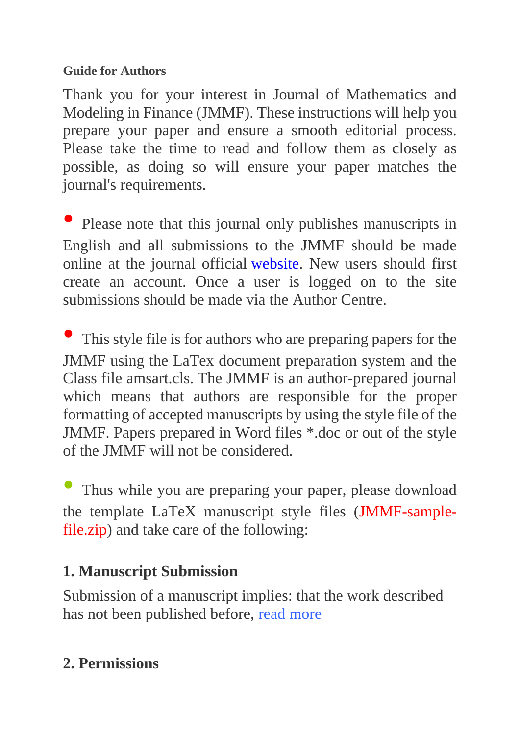**Guide for Authors**

Thank you for your interest in Journal of Mathematics and Modeling in Finance (JMMF). These instructions will help you prepare your paper and ensure a smooth editorial process. Please take the time to read and follow them as closely as possible, as doing so will ensure your paper matches the journal's requirements.

- Please note that this journal only publishes manuscripts in English and all submissions to the JMMF should be made online at the journal official website. New users should first create an account. Once a user is logged on to the site submissions should be made via the Author Centre.

- This style file is for authors who are preparing papers for the JMMF using the LaTex document preparation system and the Class file amsart.cls. The JMMF is an author-prepared journal which means that authors are responsible for the proper formatting of accepted manuscripts by using the style file of the JMMF. Papers prepared in Word files *.doc or out of the style of the JMMF will not be considered.

- Thus while you are preparing your paper, please download the template LaTeX manuscript style files (JMMF-sample-file.zip) and take care of the following:

## 1. Manuscript Submission

Submission of a manuscript implies: that the work described has not been published before, read more

## 2. Permissions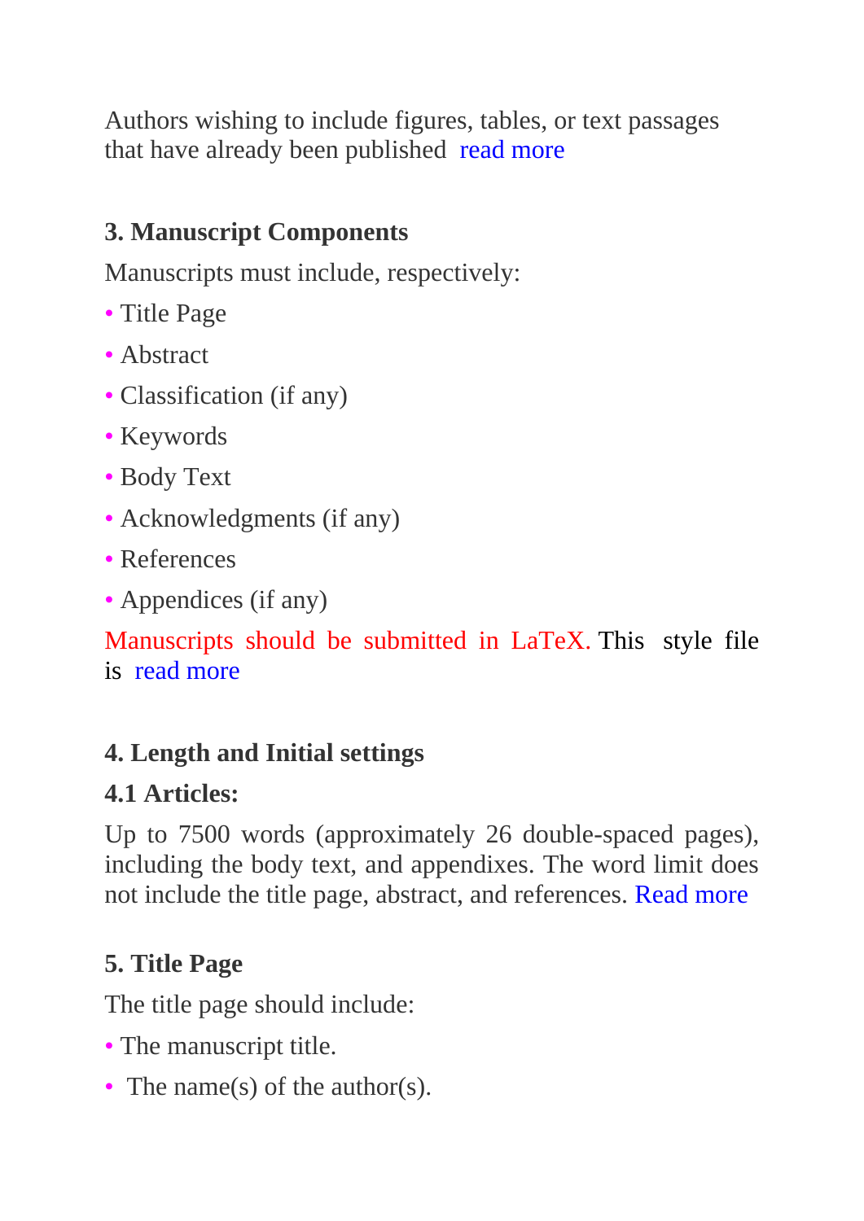Authors wishing to include figures, tables, or text passages that have already been published read more

## 3. Manuscript Components

Manuscripts must include, respectively:

- Title Page
- Abstract
- Classification (if any)
- Keywords
- Body Text
- Acknowledgments (if any)
- References
- Appendices (if any)

Manuscripts should be submitted in LaTeX. This style file is read more

## 4. Length and Initial settings

### 4.1 Articles:

Up to 7500 words (approximately 26 double-spaced pages), including the body text, and appendixes. The word limit does not include the title page, abstract, and references. Read more

## 5. Title Page

The title page should include:

- The manuscript title.
- The name(s) of the author(s).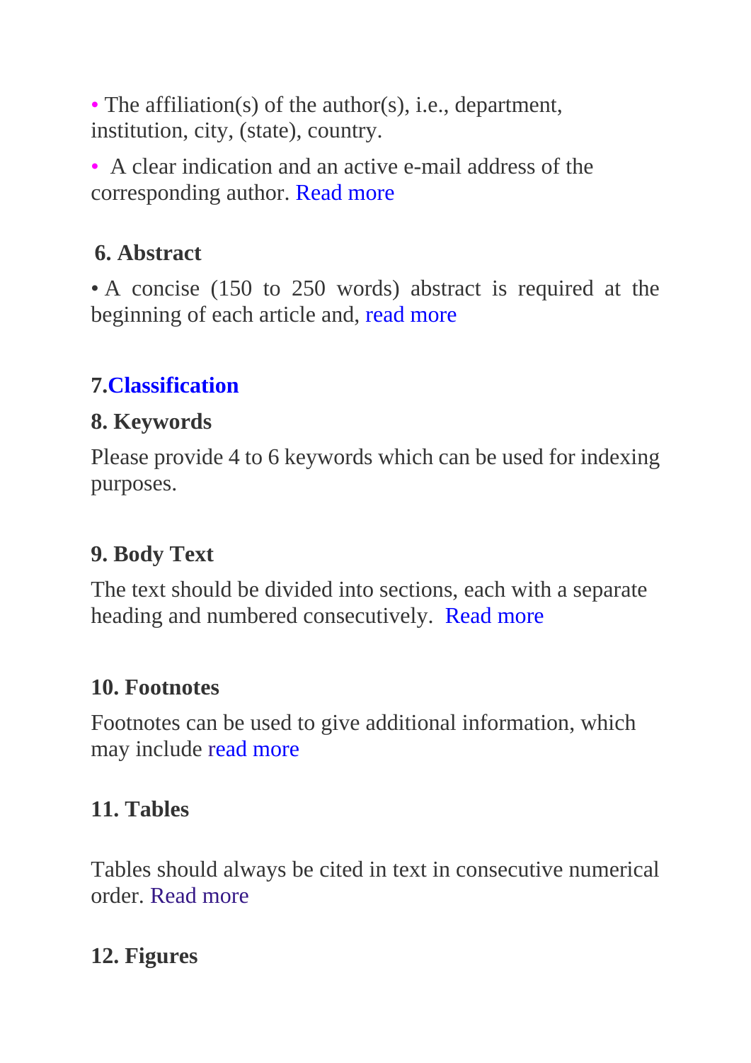- The affiliation(s) of the author(s), i.e., department, institution, city, (state), country.
- A clear indication and an active e-mail address of the corresponding author. Read more

## 6. Abstract

• A concise (150 to 250 words) abstract is required at the beginning of each article and, read more

## 7.Classification

## 8. Keywords

Please provide 4 to 6 keywords which can be used for indexing purposes.

## 9. Body Text

The text should be divided into sections, each with a separate heading and numbered consecutively. Read more

## 10. Footnotes

Footnotes can be used to give additional information, which may include read more

## 11. Tables

Tables should always be cited in text in consecutive numerical order. Read more

## 12. Figures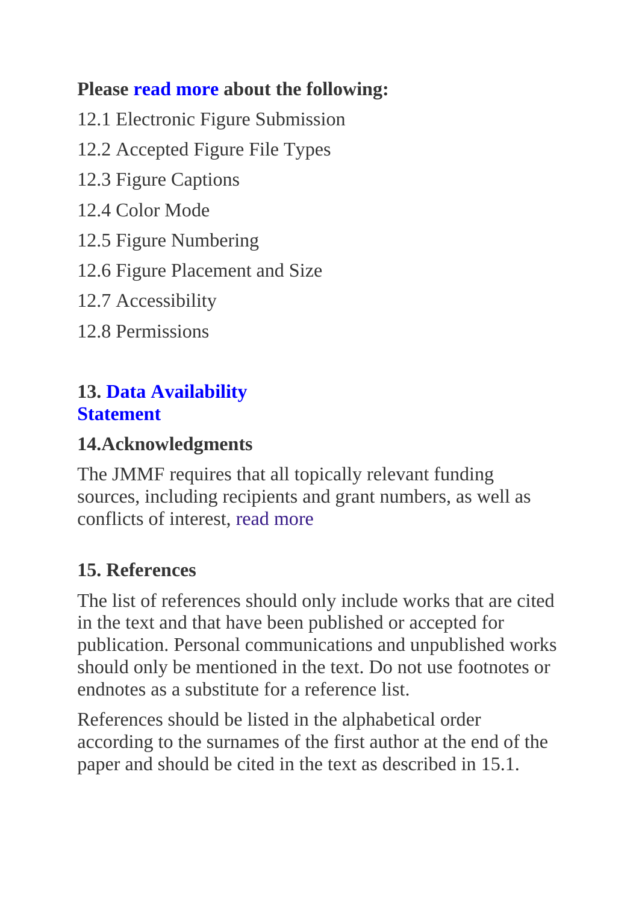**Please read more about the following:**

12.1 Electronic Figure Submission

12.2 Accepted Figure File Types

12.3 Figure Captions

12.4 Color Mode

12.5 Figure Numbering

12.6 Figure Placement and Size

12.7 Accessibility

12.8 Permissions

## 13. Data Availability Statement

## 14.Acknowledgments

The JMMF requires that all topically relevant funding sources, including recipients and grant numbers, as well as conflicts of interest, read more

## 15. References

The list of references should only include works that are cited in the text and that have been published or accepted for publication. Personal communications and unpublished works should only be mentioned in the text. Do not use footnotes or endnotes as a substitute for a reference list.

References should be listed in the alphabetical order according to the surnames of the first author at the end of the paper and should be cited in the text as described in 15.1.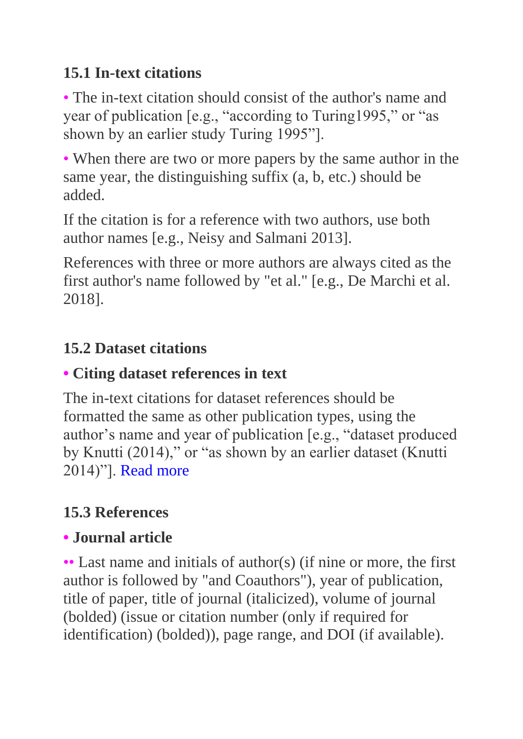### 15.1 In-text citations

- The in-text citation should consist of the author's name and year of publication [e.g., “according to Turing1995,” or “as shown by an earlier study Turing 1995”].
- When there are two or more papers by the same author in the same year, the distinguishing suffix (a, b, etc.) should be added.

If the citation is for a reference with two authors, use both author names [e.g., Neisy and Salmani 2013].

References with three or more authors are always cited as the first author's name followed by "et al." [e.g., De Marchi et al. 2018].

### 15.2 Dataset citations

- **Citing dataset references in text**

The in-text citations for dataset references should be formatted the same as other publication types, using the author’s name and year of publication [e.g., “dataset produced by Knutti (2014),” or “as shown by an earlier dataset (Knutti 2014)”]. Read more

### 15.3 References

- **Journal article**

•• Last name and initials of author(s) (if nine or more, the first author is followed by "and Coauthors"), year of publication, title of paper, title of journal (italicized), volume of journal (bolded) (issue or citation number (only if required for identification) (bolded)), page range, and DOI (if available).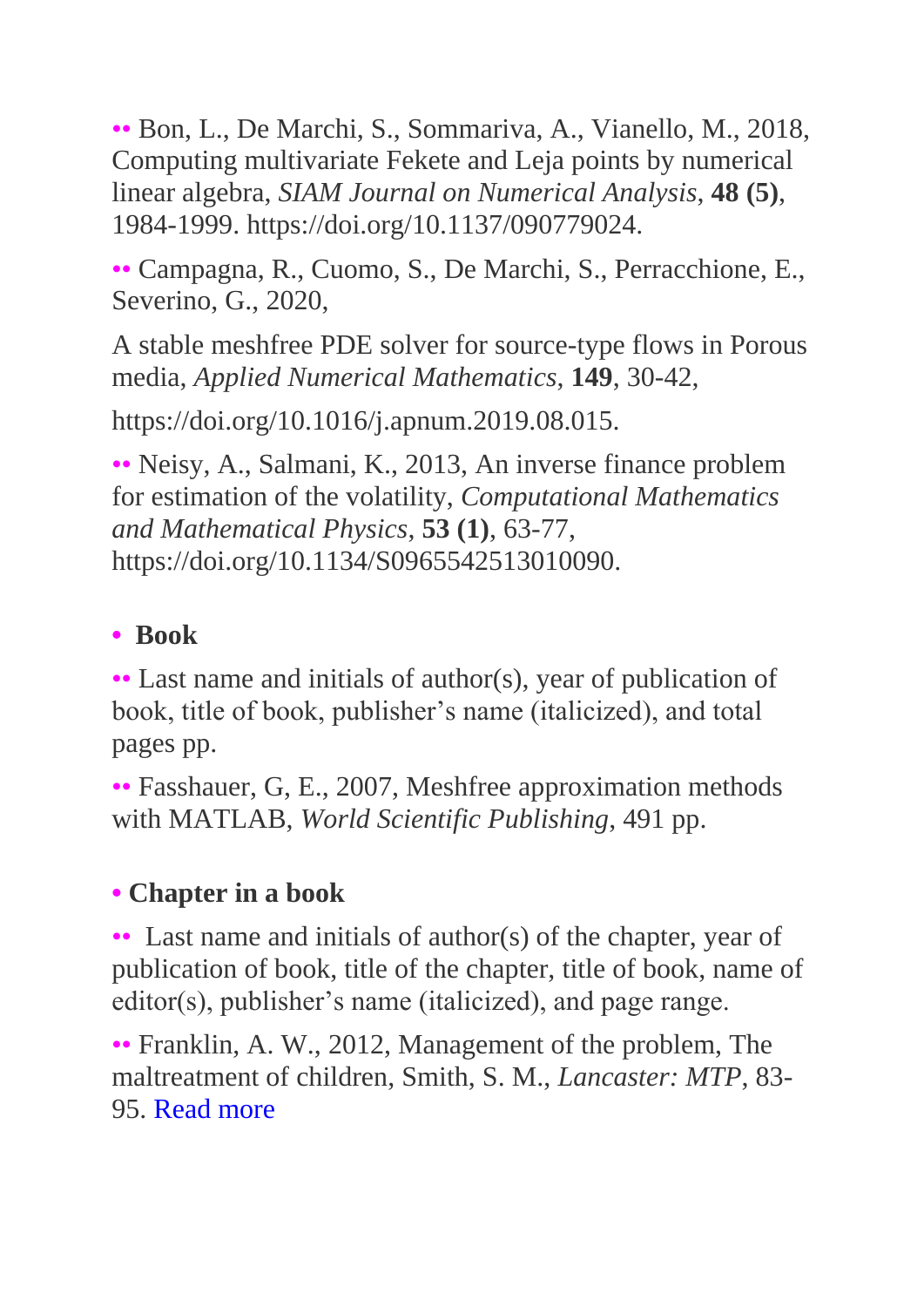•• Bon, L., De Marchi, S., Sommariva, A., Vianello, M., 2018, Computing multivariate Fekete and Leja points by numerical linear algebra, *SIAM Journal on Numerical Analysis*, **48 (5)**, 1984-1999. https://doi.org/10.1137/090779024.

•• Campagna, R., Cuomo, S., De Marchi, S., Perracchione, E., Severino, G., 2020,

A stable meshfree PDE solver for source-type flows in Porous media, *Applied Numerical Mathematics*, **149**, 30-42,

https://doi.org/10.1016/j.apnum.2019.08.015.

•• Neisy, A., Salmani, K., 2013, An inverse finance problem for estimation of the volatility, *Computational Mathematics and Mathematical Physics*, **53 (1)**, 63-77, https://doi.org/10.1134/S0965542513010090.

- **Book**

•• Last name and initials of author(s), year of publication of book, title of book, publisher's name (italicized), and total pages pp.

•• Fasshauer, G, E., 2007, Meshfree approximation methods with MATLAB, *World Scientific Publishing*, 491 pp.

- **Chapter in a book**

•• Last name and initials of author(s) of the chapter, year of publication of book, title of the chapter, title of book, name of editor(s), publisher's name (italicized), and page range.

•• Franklin, A. W., 2012, Management of the problem, The maltreatment of children, Smith, S. M., *Lancaster: MTP*, 83-95. Read more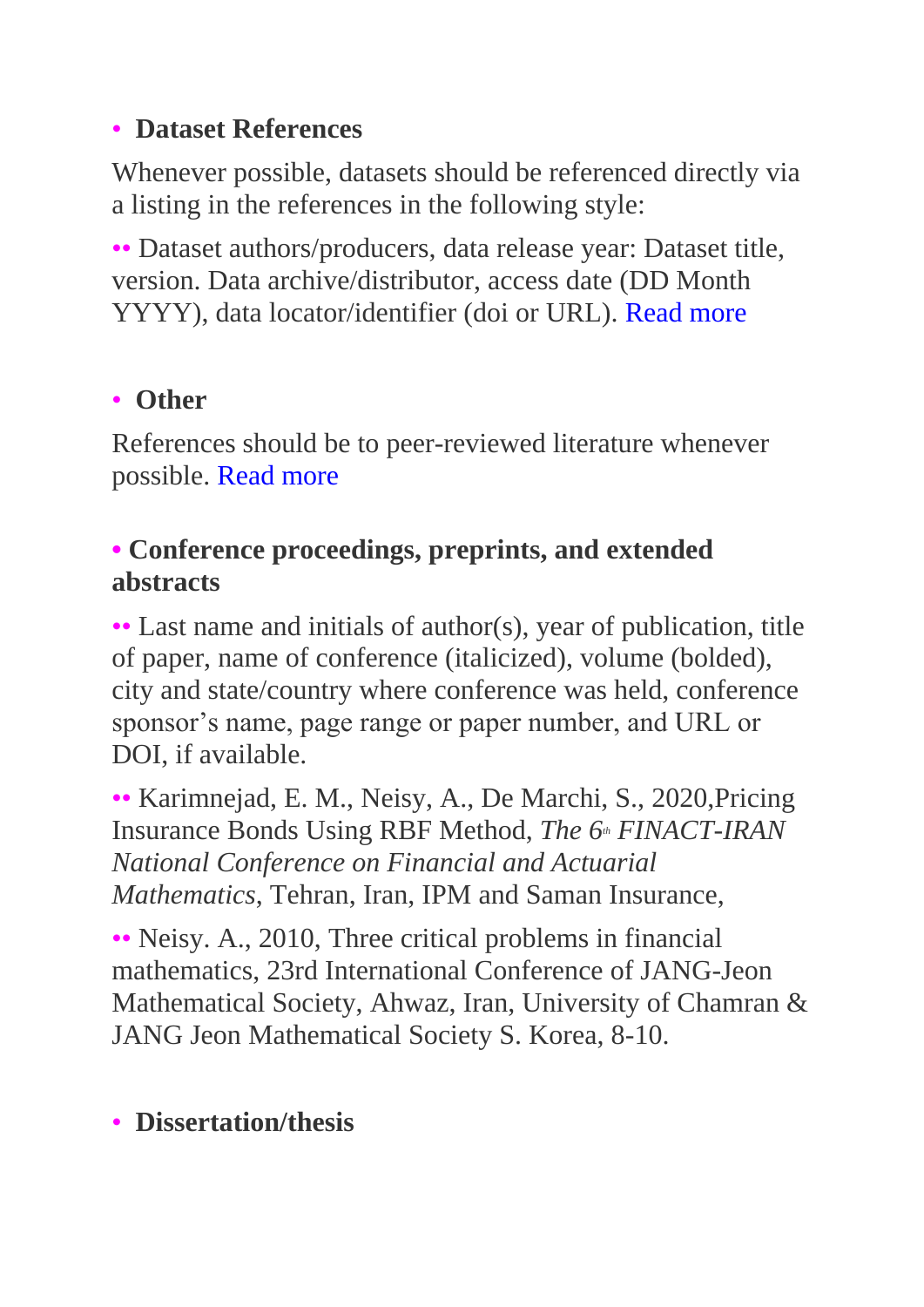- **Dataset References**

Whenever possible, datasets should be referenced directly via a listing in the references in the following style:

•• Dataset authors/producers, data release year: Dataset title, version. Data archive/distributor, access date (DD Month YYYY), data locator/identifier (doi or URL). Read more

- **Other**

References should be to peer-reviewed literature whenever possible. Read more

- **Conference proceedings, preprints, and extended abstracts**

•• Last name and initials of author(s), year of publication, title of paper, name of conference (italicized), volume (bolded), city and state/country where conference was held, conference sponsor's name, page range or paper number, and URL or DOI, if available.

•• Karimnejad, E. M., Neisy, A., De Marchi, S., 2020,Pricing Insurance Bonds Using RBF Method, *The 6th FINACT-IRAN National Conference on Financial and Actuarial Mathematics*, Tehran, Iran, IPM and Saman Insurance,

•• Neisy. A., 2010, Three critical problems in financial mathematics, 23rd International Conference of JANG-Jeon Mathematical Society, Ahwaz, Iran, University of Chamran & JANG Jeon Mathematical Society S. Korea, 8-10.

- **Dissertation/thesis**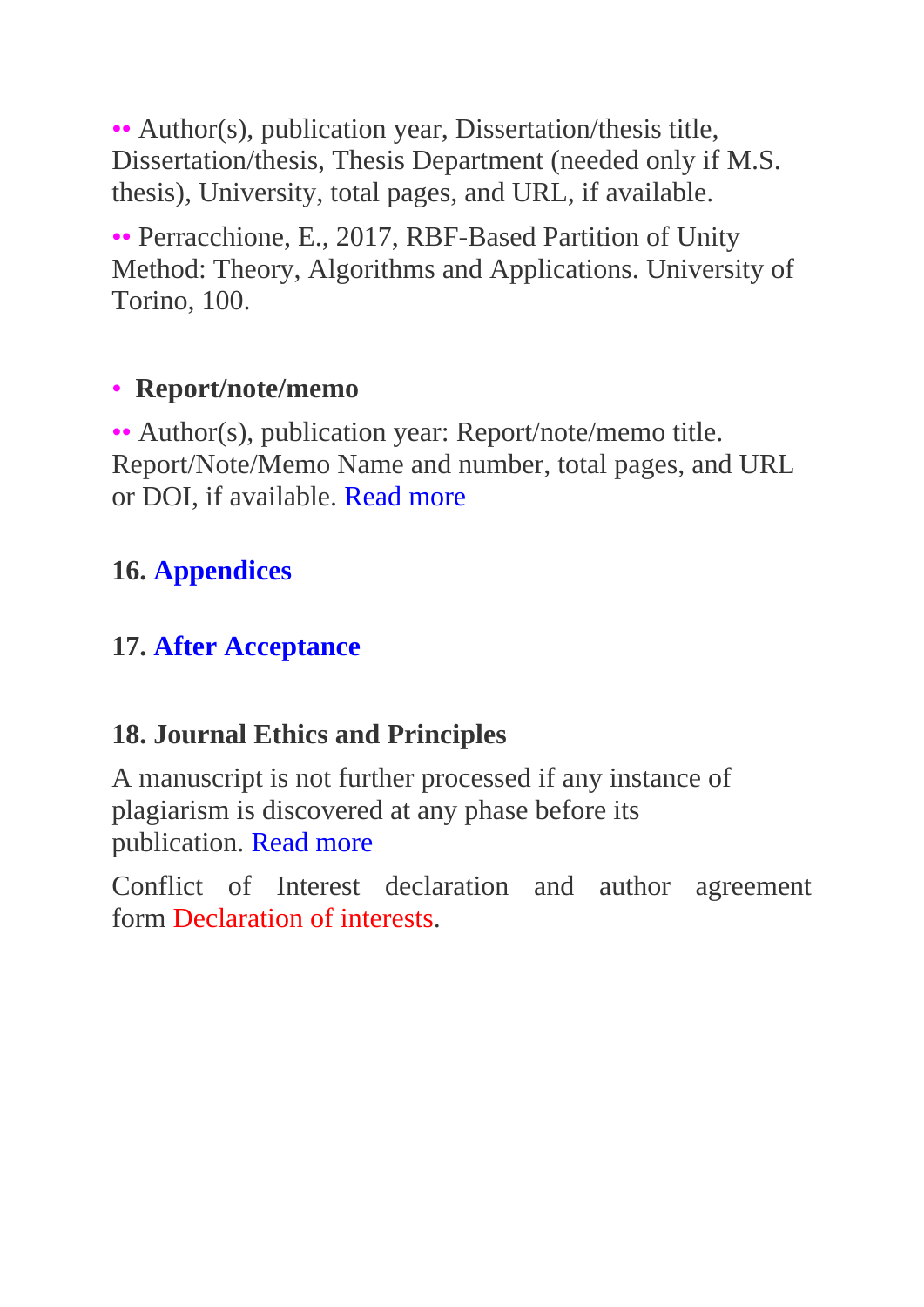•• Author(s), publication year, Dissertation/thesis title, Dissertation/thesis, Thesis Department (needed only if M.S. thesis), University, total pages, and URL, if available.

•• Perracchione, E., 2017, RBF-Based Partition of Unity Method: Theory, Algorithms and Applications. University of Torino, 100.

- **Report/note/memo**

•• Author(s), publication year: Report/note/memo title. Report/Note/Memo Name and number, total pages, and URL or DOI, if available. Read more

## 16. Appendices

## 17. After Acceptance

## 18. Journal Ethics and Principles

A manuscript is not further processed if any instance of plagiarism is discovered at any phase before its publication. Read more

Conflict of Interest declaration and author agreement form Declaration of interests.